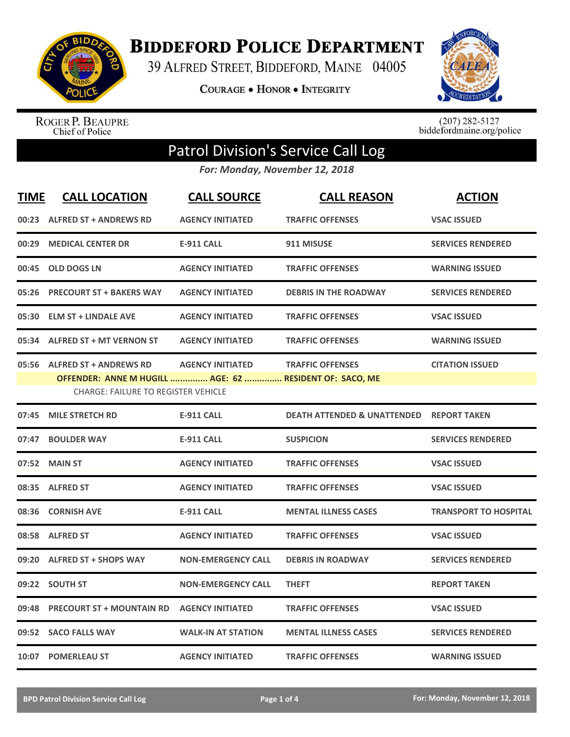# BIDDEFORD POLICE DEPARTMENT

39 ALFRED STREET, BIDDEFORD, MAINE 04005

**COURAGE • HONOR • INTEGRITY**

ROGER P. BEAUPRE
Chief of Police

(207) 282-5127
biddefordmaine.org/police

## Patrol Division's Service Call Log

***For: Monday, November 12, 2018***

| TIME | CALL LOCATION | CALL SOURCE | CALL REASON | ACTION |
|---|---|---|---|---|
| 00:23 | ALFRED ST + ANDREWS RD | AGENCY INITIATED | TRAFFIC OFFENSES | VSAC ISSUED |
| 00:29 | MEDICAL CENTER DR | E-911 CALL | 911 MISUSE | SERVICES RENDERED |
| 00:45 | OLD DOGS LN | AGENCY INITIATED | TRAFFIC OFFENSES | WARNING ISSUED |
| 05:26 | PRECOURT ST + BAKERS WAY | AGENCY INITIATED | DEBRIS IN THE ROADWAY | SERVICES RENDERED |
| 05:30 | ELM ST + LINDALE AVE | AGENCY INITIATED | TRAFFIC OFFENSES | VSAC ISSUED |
| 05:34 | ALFRED ST + MT VERNON ST | AGENCY INITIATED | TRAFFIC OFFENSES | WARNING ISSUED |
| 05:56 | ALFRED ST + ANDREWS RD | AGENCY INITIATED | TRAFFIC OFFENSES | CITATION ISSUED |
| | **OFFENDER: ANNE M HUGILL ............... AGE: 62 ............... RESIDENT OF: SACO, ME** | | | |
| | CHARGE: FAILURE TO REGISTER VEHICLE | | | |
| 07:45 | MILE STRETCH RD | E-911 CALL | DEATH ATTENDED & UNATTENDED | REPORT TAKEN |
| 07:47 | BOULDER WAY | E-911 CALL | SUSPICION | SERVICES RENDERED |
| 07:52 | MAIN ST | AGENCY INITIATED | TRAFFIC OFFENSES | VSAC ISSUED |
| 08:35 | ALFRED ST | AGENCY INITIATED | TRAFFIC OFFENSES | VSAC ISSUED |
| 08:36 | CORNISH AVE | E-911 CALL | MENTAL ILLNESS CASES | TRANSPORT TO HOSPITAL |
| 08:58 | ALFRED ST | AGENCY INITIATED | TRAFFIC OFFENSES | VSAC ISSUED |
| 09:20 | ALFRED ST + SHOPS WAY | NON-EMERGENCY CALL | DEBRIS IN ROADWAY | SERVICES RENDERED |
| 09:22 | SOUTH ST | NON-EMERGENCY CALL | THEFT | REPORT TAKEN |
| 09:48 | PRECOURT ST + MOUNTAIN RD | AGENCY INITIATED | TRAFFIC OFFENSES | VSAC ISSUED |
| 09:52 | SACO FALLS WAY | WALK-IN AT STATION | MENTAL ILLNESS CASES | SERVICES RENDERED |
| 10:07 | POMERLEAU ST | AGENCY INITIATED | TRAFFIC OFFENSES | WARNING ISSUED |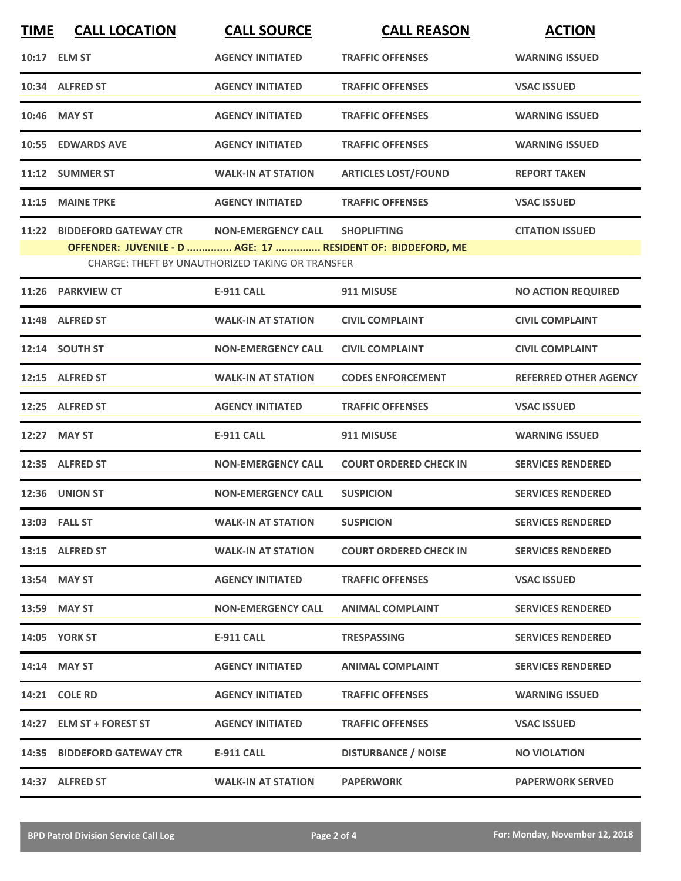| TIME | CALL LOCATION | CALL SOURCE | CALL REASON | ACTION |
|---|---|---|---|---|
| 10:17 | ELM ST | AGENCY INITIATED | TRAFFIC OFFENSES | WARNING ISSUED |
| 10:34 | ALFRED ST | AGENCY INITIATED | TRAFFIC OFFENSES | VSAC ISSUED |
| 10:46 | MAY ST | AGENCY INITIATED | TRAFFIC OFFENSES | WARNING ISSUED |
| 10:55 | EDWARDS AVE | AGENCY INITIATED | TRAFFIC OFFENSES | WARNING ISSUED |
| 11:12 | SUMMER ST | WALK-IN AT STATION | ARTICLES LOST/FOUND | REPORT TAKEN |
| 11:15 | MAINE TPKE | AGENCY INITIATED | TRAFFIC OFFENSES | VSAC ISSUED |
| 11:22 | BIDDEFORD GATEWAY CTR | NON-EMERGENCY CALL | SHOPLIFTING | CITATION ISSUED |
| | OFFENDER: JUVENILE - D ............... AGE: 17 ............... RESIDENT OF: BIDDEFORD, ME | | | |
| | CHARGE: THEFT BY UNAUTHORIZED TAKING OR TRANSFER | | | |
| 11:26 | PARKVIEW CT | E-911 CALL | 911 MISUSE | NO ACTION REQUIRED |
| 11:48 | ALFRED ST | WALK-IN AT STATION | CIVIL COMPLAINT | CIVIL COMPLAINT |
| 12:14 | SOUTH ST | NON-EMERGENCY CALL | CIVIL COMPLAINT | CIVIL COMPLAINT |
| 12:15 | ALFRED ST | WALK-IN AT STATION | CODES ENFORCEMENT | REFERRED OTHER AGENCY |
| 12:25 | ALFRED ST | AGENCY INITIATED | TRAFFIC OFFENSES | VSAC ISSUED |
| 12:27 | MAY ST | E-911 CALL | 911 MISUSE | WARNING ISSUED |
| 12:35 | ALFRED ST | NON-EMERGENCY CALL | COURT ORDERED CHECK IN | SERVICES RENDERED |
| 12:36 | UNION ST | NON-EMERGENCY CALL | SUSPICION | SERVICES RENDERED |
| 13:03 | FALL ST | WALK-IN AT STATION | SUSPICION | SERVICES RENDERED |
| 13:15 | ALFRED ST | WALK-IN AT STATION | COURT ORDERED CHECK IN | SERVICES RENDERED |
| 13:54 | MAY ST | AGENCY INITIATED | TRAFFIC OFFENSES | VSAC ISSUED |
| 13:59 | MAY ST | NON-EMERGENCY CALL | ANIMAL COMPLAINT | SERVICES RENDERED |
| 14:05 | YORK ST | E-911 CALL | TRESPASSING | SERVICES RENDERED |
| 14:14 | MAY ST | AGENCY INITIATED | ANIMAL COMPLAINT | SERVICES RENDERED |
| 14:21 | COLE RD | AGENCY INITIATED | TRAFFIC OFFENSES | WARNING ISSUED |
| 14:27 | ELM ST + FOREST ST | AGENCY INITIATED | TRAFFIC OFFENSES | VSAC ISSUED |
| 14:35 | BIDDEFORD GATEWAY CTR | E-911 CALL | DISTURBANCE / NOISE | NO VIOLATION |
| 14:37 | ALFRED ST | WALK-IN AT STATION | PAPERWORK | PAPERWORK SERVED |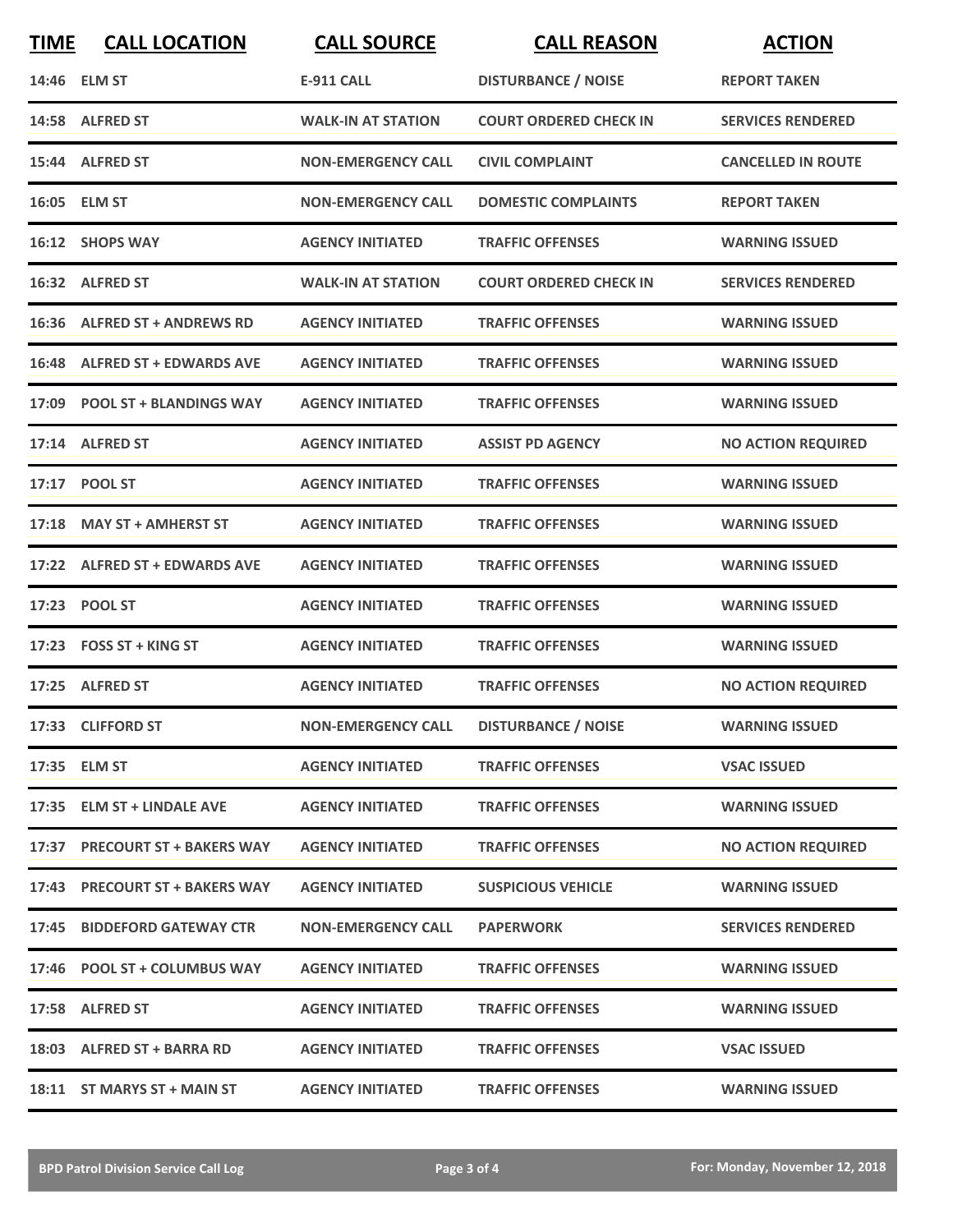| TIME | CALL LOCATION | CALL SOURCE | CALL REASON | ACTION |
|---|---|---|---|---|
| 14:46 | ELM ST | E-911 CALL | DISTURBANCE / NOISE | REPORT TAKEN |
| 14:58 | ALFRED ST | WALK-IN AT STATION | COURT ORDERED CHECK IN | SERVICES RENDERED |
| 15:44 | ALFRED ST | NON-EMERGENCY CALL | CIVIL COMPLAINT | CANCELLED IN ROUTE |
| 16:05 | ELM ST | NON-EMERGENCY CALL | DOMESTIC COMPLAINTS | REPORT TAKEN |
| 16:12 | SHOPS WAY | AGENCY INITIATED | TRAFFIC OFFENSES | WARNING ISSUED |
| 16:32 | ALFRED ST | WALK-IN AT STATION | COURT ORDERED CHECK IN | SERVICES RENDERED |
| 16:36 | ALFRED ST + ANDREWS RD | AGENCY INITIATED | TRAFFIC OFFENSES | WARNING ISSUED |
| 16:48 | ALFRED ST + EDWARDS AVE | AGENCY INITIATED | TRAFFIC OFFENSES | WARNING ISSUED |
| 17:09 | POOL ST + BLANDINGS WAY | AGENCY INITIATED | TRAFFIC OFFENSES | WARNING ISSUED |
| 17:14 | ALFRED ST | AGENCY INITIATED | ASSIST PD AGENCY | NO ACTION REQUIRED |
| 17:17 | POOL ST | AGENCY INITIATED | TRAFFIC OFFENSES | WARNING ISSUED |
| 17:18 | MAY ST + AMHERST ST | AGENCY INITIATED | TRAFFIC OFFENSES | WARNING ISSUED |
| 17:22 | ALFRED ST + EDWARDS AVE | AGENCY INITIATED | TRAFFIC OFFENSES | WARNING ISSUED |
| 17:23 | POOL ST | AGENCY INITIATED | TRAFFIC OFFENSES | WARNING ISSUED |
| 17:23 | FOSS ST + KING ST | AGENCY INITIATED | TRAFFIC OFFENSES | WARNING ISSUED |
| 17:25 | ALFRED ST | AGENCY INITIATED | TRAFFIC OFFENSES | NO ACTION REQUIRED |
| 17:33 | CLIFFORD ST | NON-EMERGENCY CALL | DISTURBANCE / NOISE | WARNING ISSUED |
| 17:35 | ELM ST | AGENCY INITIATED | TRAFFIC OFFENSES | VSAC ISSUED |
| 17:35 | ELM ST + LINDALE AVE | AGENCY INITIATED | TRAFFIC OFFENSES | WARNING ISSUED |
| 17:37 | PRECOURT ST + BAKERS WAY | AGENCY INITIATED | TRAFFIC OFFENSES | NO ACTION REQUIRED |
| 17:43 | PRECOURT ST + BAKERS WAY | AGENCY INITIATED | SUSPICIOUS VEHICLE | WARNING ISSUED |
| 17:45 | BIDDEFORD GATEWAY CTR | NON-EMERGENCY CALL | PAPERWORK | SERVICES RENDERED |
| 17:46 | POOL ST + COLUMBUS WAY | AGENCY INITIATED | TRAFFIC OFFENSES | WARNING ISSUED |
| 17:58 | ALFRED ST | AGENCY INITIATED | TRAFFIC OFFENSES | WARNING ISSUED |
| 18:03 | ALFRED ST + BARRA RD | AGENCY INITIATED | TRAFFIC OFFENSES | VSAC ISSUED |
| 18:11 | ST MARYS ST + MAIN ST | AGENCY INITIATED | TRAFFIC OFFENSES | WARNING ISSUED |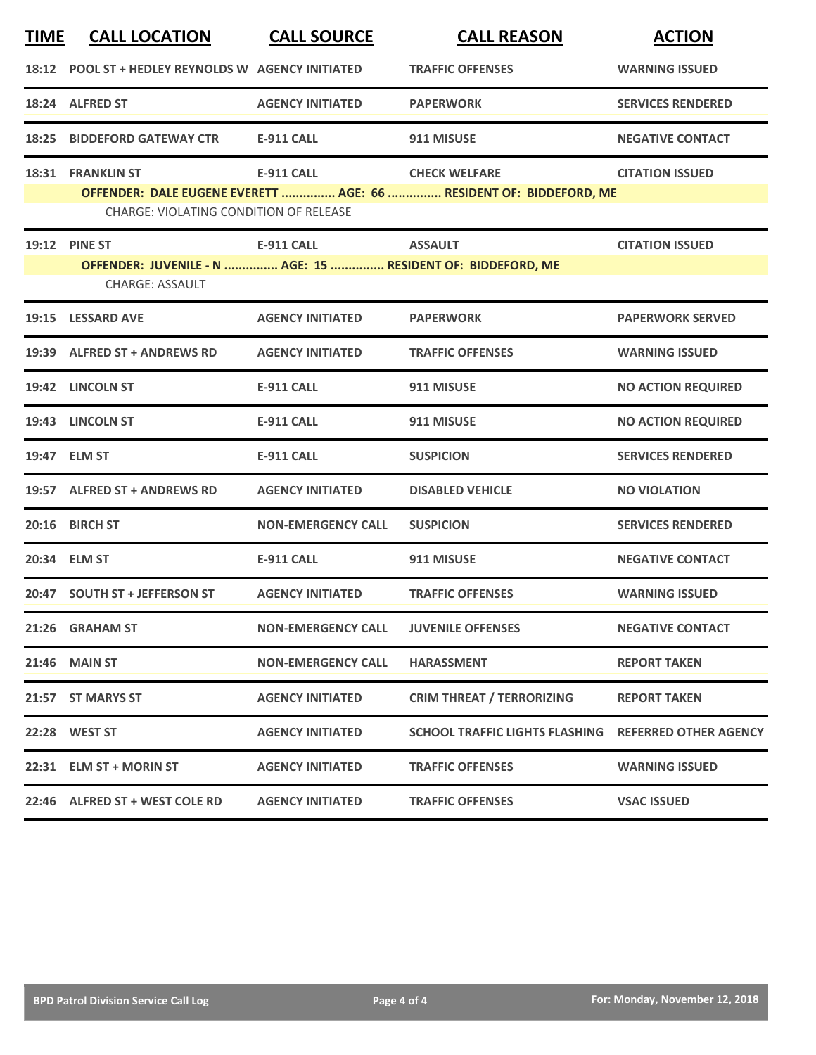| TIME | CALL LOCATION | CALL SOURCE | CALL REASON | ACTION |
|---|---|---|---|---|
| 18:12 | POOL ST + HEDLEY REYNOLDS W | AGENCY INITIATED | TRAFFIC OFFENSES | WARNING ISSUED |
| 18:24 | ALFRED ST | AGENCY INITIATED | PAPERWORK | SERVICES RENDERED |
| 18:25 | BIDDEFORD GATEWAY CTR | E-911 CALL | 911 MISUSE | NEGATIVE CONTACT |
| 18:31 | FRANKLIN ST | E-911 CALL | CHECK WELFARE | CITATION ISSUED |
| | OFFENDER: DALE EUGENE EVERETT ............... AGE: 66 ............... RESIDENT OF: BIDDEFORD, ME | | | |
| | CHARGE: VIOLATING CONDITION OF RELEASE | | | |
| 19:12 | PINE ST | E-911 CALL | ASSAULT | CITATION ISSUED |
| | OFFENDER: JUVENILE - N ............... AGE: 15 ............... RESIDENT OF: BIDDEFORD, ME | | | |
| | CHARGE: ASSAULT | | | |
| 19:15 | LESSARD AVE | AGENCY INITIATED | PAPERWORK | PAPERWORK SERVED |
| 19:39 | ALFRED ST + ANDREWS RD | AGENCY INITIATED | TRAFFIC OFFENSES | WARNING ISSUED |
| 19:42 | LINCOLN ST | E-911 CALL | 911 MISUSE | NO ACTION REQUIRED |
| 19:43 | LINCOLN ST | E-911 CALL | 911 MISUSE | NO ACTION REQUIRED |
| 19:47 | ELM ST | E-911 CALL | SUSPICION | SERVICES RENDERED |
| 19:57 | ALFRED ST + ANDREWS RD | AGENCY INITIATED | DISABLED VEHICLE | NO VIOLATION |
| 20:16 | BIRCH ST | NON-EMERGENCY CALL | SUSPICION | SERVICES RENDERED |
| 20:34 | ELM ST | E-911 CALL | 911 MISUSE | NEGATIVE CONTACT |
| 20:47 | SOUTH ST + JEFFERSON ST | AGENCY INITIATED | TRAFFIC OFFENSES | WARNING ISSUED |
| 21:26 | GRAHAM ST | NON-EMERGENCY CALL | JUVENILE OFFENSES | NEGATIVE CONTACT |
| 21:46 | MAIN ST | NON-EMERGENCY CALL | HARASSMENT | REPORT TAKEN |
| 21:57 | ST MARYS ST | AGENCY INITIATED | CRIM THREAT / TERRORIZING | REPORT TAKEN |
| 22:28 | WEST ST | AGENCY INITIATED | SCHOOL TRAFFIC LIGHTS FLASHING | REFERRED OTHER AGENCY |
| 22:31 | ELM ST + MORIN ST | AGENCY INITIATED | TRAFFIC OFFENSES | WARNING ISSUED |
| 22:46 | ALFRED ST + WEST COLE RD | AGENCY INITIATED | TRAFFIC OFFENSES | VSAC ISSUED |